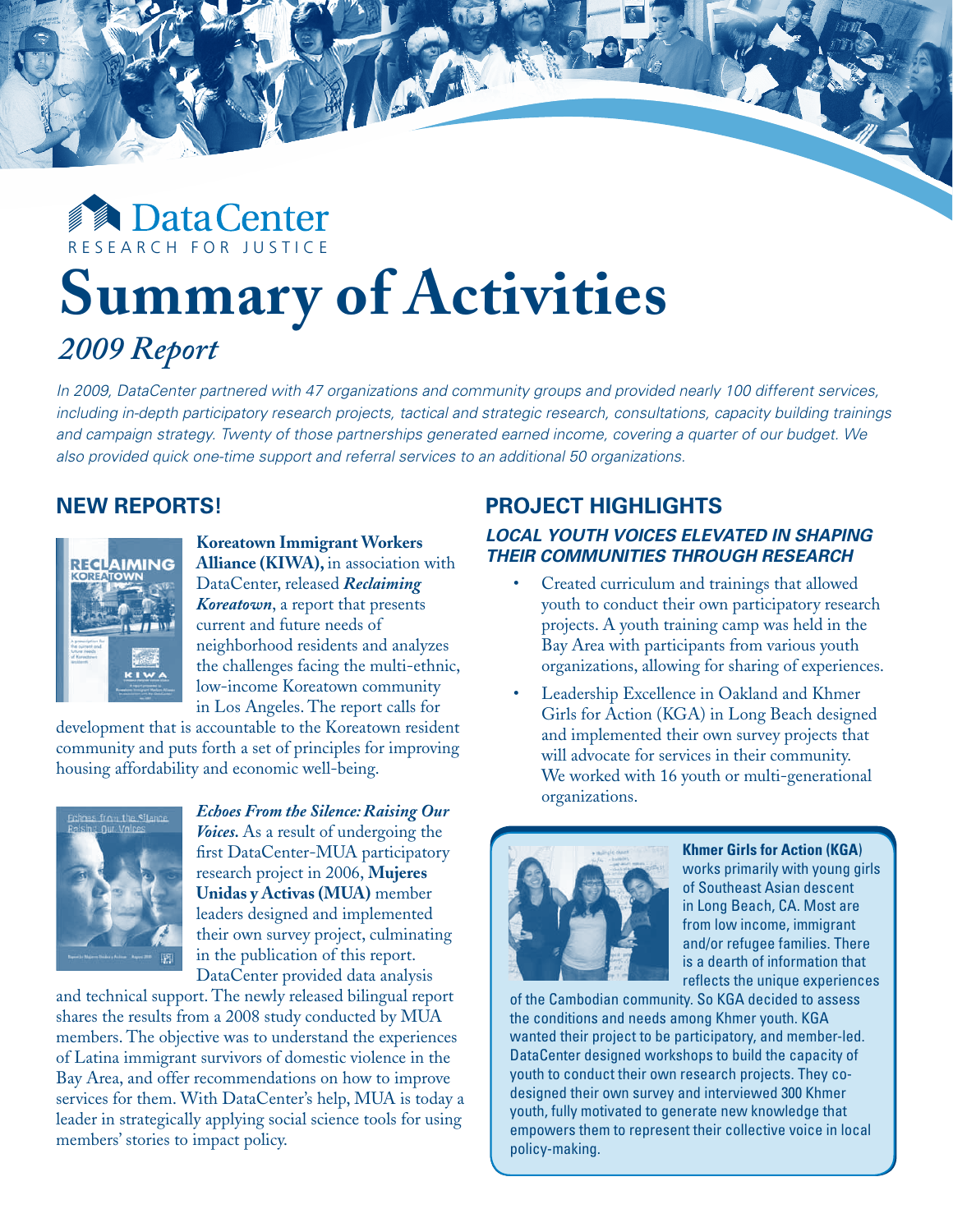DataCenter
RESEARCH FOR JUSTICE

# Summary of Activities

*2009 Report*

*In 2009, DataCenter partnered with 47 organizations and community groups and provided nearly 100 different services, including in-depth participatory research projects, tactical and strategic research, consultations, capacity building trainings and campaign strategy. Twenty of those partnerships generated earned income, covering a quarter of our budget. We also provided quick one-time support and referral services to an additional 50 organizations.*

## NEW REPORTS!

**Koreatown Immigrant Workers Alliance (KIWA),** in association with DataCenter, released ***Reclaiming Koreatown***, a report that presents current and future needs of neighborhood residents and analyzes the challenges facing the multi-ethnic, low-income Koreatown community in Los Angeles. The report calls for development that is accountable to the Koreatown resident community and puts forth a set of principles for improving housing affordability and economic well-being.

***Echoes From the Silence: Raising Our Voices.*** As a result of undergoing the first DataCenter-MUA participatory research project in 2006, **Mujeres Unidas y Activas (MUA)** member leaders designed and implemented their own survey project, culminating in the publication of this report. DataCenter provided data analysis and technical support. The newly released bilingual report shares the results from a 2008 study conducted by MUA members. The objective was to understand the experiences of Latina immigrant survivors of domestic violence in the Bay Area, and offer recommendations on how to improve services for them. With DataCenter's help, MUA is today a leader in strategically applying social science tools for using members' stories to impact policy.

## PROJECT HIGHLIGHTS

### *LOCAL YOUTH VOICES ELEVATED IN SHAPING THEIR COMMUNITIES THROUGH RESEARCH*

- Created curriculum and trainings that allowed youth to conduct their own participatory research projects. A youth training camp was held in the Bay Area with participants from various youth organizations, allowing for sharing of experiences.
- Leadership Excellence in Oakland and Khmer Girls for Action (KGA) in Long Beach designed and implemented their own survey projects that will advocate for services in their community. We worked with 16 youth or multi-generational organizations.

**Khmer Girls for Action (KGA)** works primarily with young girls of Southeast Asian descent in Long Beach, CA. Most are from low income, immigrant and/or refugee families. There is a dearth of information that reflects the unique experiences of the Cambodian community. So KGA decided to assess the conditions and needs among Khmer youth. KGA wanted their project to be participatory, and member-led. DataCenter designed workshops to build the capacity of youth to conduct their own research projects. They co-designed their own survey and interviewed 300 Khmer youth, fully motivated to generate new knowledge that empowers them to represent their collective voice in local policy-making.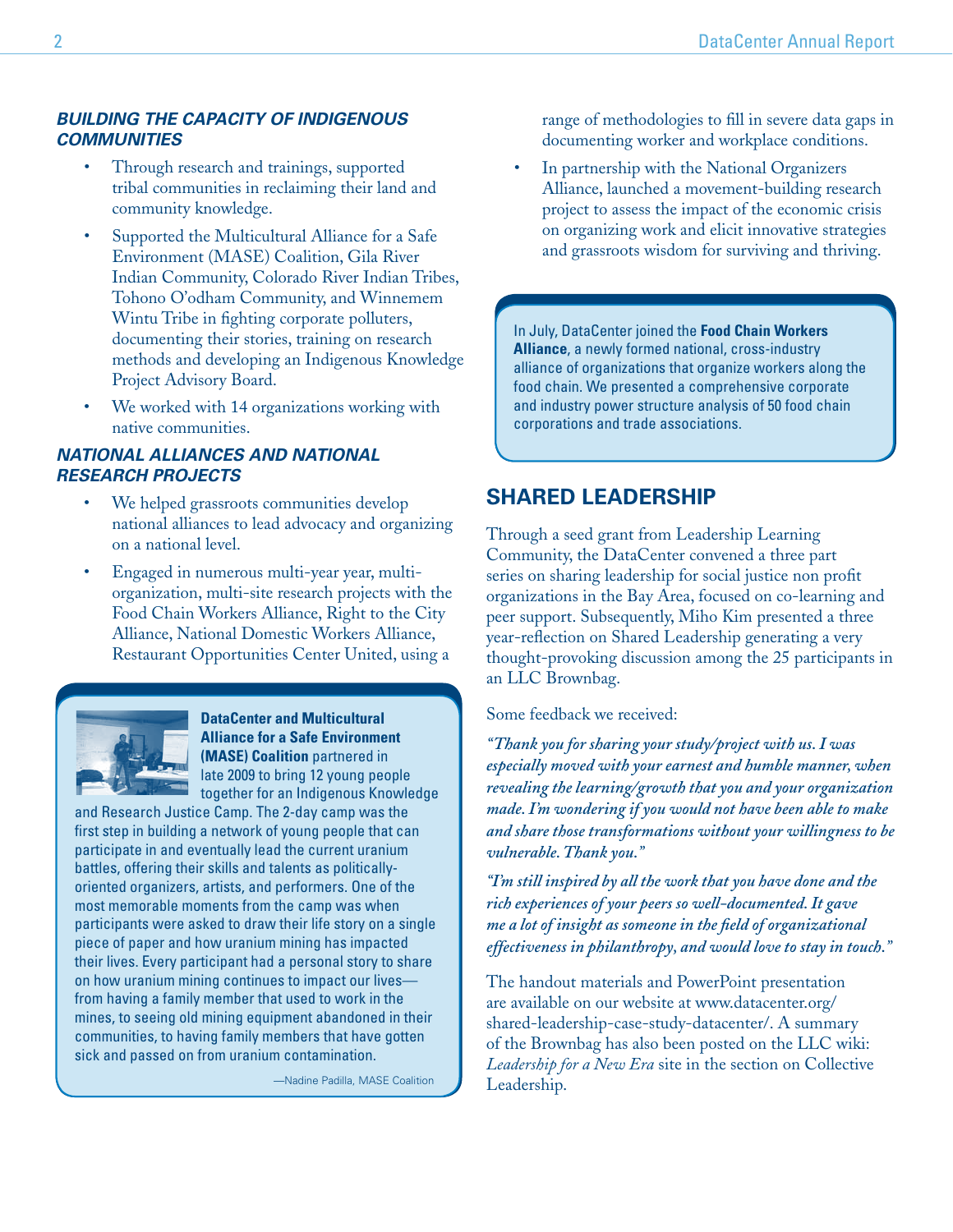### *BUILDING THE CAPACITY OF INDIGENOUS COMMUNITIES*

- Through research and trainings, supported tribal communities in reclaiming their land and community knowledge.
- Supported the Multicultural Alliance for a Safe Environment (MASE) Coalition, Gila River Indian Community, Colorado River Indian Tribes, Tohono O'odham Community, and Winnemem Wintu Tribe in fighting corporate polluters, documenting their stories, training on research methods and developing an Indigenous Knowledge Project Advisory Board.
- We worked with 14 organizations working with native communities.

### *NATIONAL ALLIANCES AND NATIONAL RESEARCH PROJECTS*

- We helped grassroots communities develop national alliances to lead advocacy and organizing on a national level.
- Engaged in numerous multi-year year, multi-organization, multi-site research projects with the Food Chain Workers Alliance, Right to the City Alliance, National Domestic Workers Alliance, Restaurant Opportunities Center United, using a range of methodologies to fill in severe data gaps in documenting worker and workplace conditions.
- In partnership with the National Organizers Alliance, launched a movement-building research project to assess the impact of the economic crisis on organizing work and elicit innovative strategies and grassroots wisdom for surviving and thriving.

**DataCenter and Multicultural Alliance for a Safe Environment (MASE) Coalition** partnered in late 2009 to bring 12 young people together for an Indigenous Knowledge and Research Justice Camp. The 2-day camp was the first step in building a network of young people that can participate in and eventually lead the current uranium battles, offering their skills and talents as politically-oriented organizers, artists, and performers. One of the most memorable moments from the camp was when participants were asked to draw their life story on a single piece of paper and how uranium mining has impacted their lives. Every participant had a personal story to share on how uranium mining continues to impact our lives—from having a family member that used to work in the mines, to seeing old mining equipment abandoned in their communities, to having family members that have gotten sick and passed on from uranium contamination.

—Nadine Padilla, MASE Coalition

In July, DataCenter joined the **Food Chain Workers Alliance**, a newly formed national, cross-industry alliance of organizations that organize workers along the food chain. We presented a comprehensive corporate and industry power structure analysis of 50 food chain corporations and trade associations.

## SHARED LEADERSHIP

Through a seed grant from Leadership Learning Community, the DataCenter convened a three part series on sharing leadership for social justice non profit organizations in the Bay Area, focused on co-learning and peer support. Subsequently, Miho Kim presented a three year-reflection on Shared Leadership generating a very thought-provoking discussion among the 25 participants in an LLC Brownbag.

Some feedback we received:

***"Thank you for sharing your study/project with us. I was especially moved with your earnest and humble manner, when revealing the learning/growth that you and your organization made. I'm wondering if you would not have been able to make and share those transformations without your willingness to be vulnerable. Thank you."***

***"I'm still inspired by all the work that you have done and the rich experiences of your peers so well-documented. It gave me a lot of insight as someone in the field of organizational effectiveness in philanthropy, and would love to stay in touch."***

The handout materials and PowerPoint presentation are available on our website at www.datacenter.org/shared-leadership-case-study-datacenter/. A summary of the Brownbag has also been posted on the LLC wiki: *Leadership for a New Era* site in the section on Collective Leadership.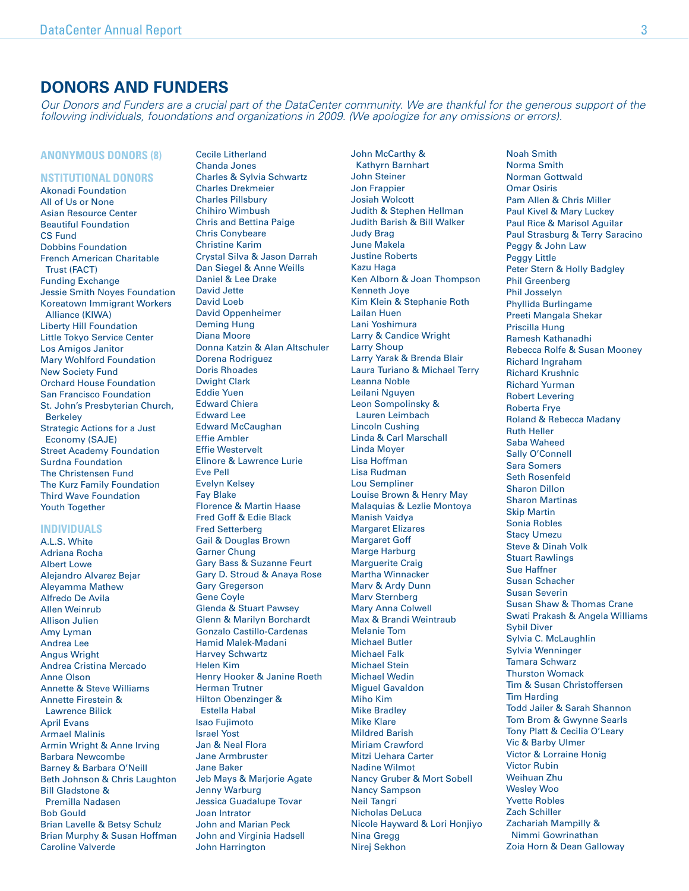## DONORS AND FUNDERS

*Our Donors and Funders are a crucial part of the DataCenter community. We are thankful for the generous support of the following individuals, fouondations and organizations in 2009. (We apologize for any omissions or errors).*

### ANONYMOUS DONORS (8)

### NSTITUTIONAL DONORS

Akonadi Foundation
All of Us or None
Asian Resource Center
Beautiful Foundation
CS Fund
Dobbins Foundation
French American Charitable Trust (FACT)
Funding Exchange
Jessie Smith Noyes Foundation
Koreatown Immigrant Workers Alliance (KIWA)
Liberty Hill Foundation
Little Tokyo Service Center
Los Amigos Janitor
Mary Wohlford Foundation
New Society Fund
Orchard House Foundation
San Francisco Foundation
St. John's Presbyterian Church, Berkeley
Strategic Actions for a Just Economy (SAJE)
Street Academy Foundation
Surdna Foundation
The Christensen Fund
The Kurz Family Foundation
Third Wave Foundation
Youth Together

### INDIVIDUALS

A.L.S. White
Adriana Rocha
Albert Lowe
Alejandro Alvarez Bejar
Aleyamma Mathew
Alfredo De Avila
Allen Weinrub
Allison Julien
Amy Lyman
Andrea Lee
Angus Wright
Andrea Cristina Mercado
Anne Olson
Annette & Steve Williams
Annette Firestein & Lawrence Bilick
April Evans
Armael Malinis
Armin Wright & Anne Irving
Barbara Newcombe
Barney & Barbara O'Neill
Beth Johnson & Chris Laughton
Bill Gladstone & Premilla Nadasen
Bob Gould
Brian Lavelle & Betsy Schulz
Brian Murphy & Susan Hoffman
Caroline Valverde
Cecile Litherland
Chanda Jones
Charles & Sylvia Schwartz
Charles Drekmeier
Charles Pillsbury
Chihiro Wimbush
Chris and Bettina Paige
Chris Conybeare
Christine Karim
Crystal Silva & Jason Darrah
Dan Siegel & Anne Weills
Daniel & Lee Drake
David Jette
David Loeb
David Oppenheimer
Deming Hung
Diana Moore
Donna Katzin & Alan Altschuler
Dorena Rodriguez
Doris Rhoades
Dwight Clark
Eddie Yuen
Edward Chiera
Edward Lee
Edward McCaughan
Effie Ambler
Effie Westervelt
Elinore & Lawrence Lurie
Eve Pell
Evelyn Kelsey
Fay Blake
Florence & Martin Haase
Fred Goff & Edie Black
Fred Setterberg
Gail & Douglas Brown
Garner Chung
Gary Bass & Suzanne Feurt
Gary D. Stroud & Anaya Rose
Gary Gregerson
Gene Coyle
Glenda & Stuart Pawsey
Glenn & Marilyn Borchardt
Gonzalo Castillo-Cardenas
Hamid Malek-Madani
Harvey Schwartz
Helen Kim
Henry Hooker & Janine Roeth
Herman Trutner
Hilton Obenzinger & Estella Habal
Isao Fujimoto
Israel Yost
Jan & Neal Flora
Jane Armbruster
Jane Baker
Jeb Mays & Marjorie Agate
Jenny Warburg
Jessica Guadalupe Tovar
Joan Intrator
John and Marian Peck
John and Virginia Hadsell
John Harrington
John McCarthy & Kathyrn Barnhart
John Steiner
Jon Frappier
Josiah Wolcott
Judith & Stephen Hellman
Judith Barish & Bill Walker
Judy Brag
June Makela
Justine Roberts
Kazu Haga
Ken Alborn & Joan Thompson
Kenneth Joye
Kim Klein & Stephanie Roth
Lailan Huen
Lani Yoshimura
Larry & Candice Wright
Larry Shoup
Larry Yarak & Brenda Blair
Laura Turiano & Michael Terry
Leanna Noble
Leilani Nguyen
Leon Sompolinsky & Lauren Leimbach
Lincoln Cushing
Linda & Carl Marschall
Linda Moyer
Lisa Hoffman
Lisa Rudman
Lou Sempliner
Louise Brown & Henry May
Malaquias & Lezlie Montoya
Manish Vaidya
Margaret Elizares
Margaret Goff
Marge Harburg
Marguerite Craig
Martha Winnacker
Marv & Ardy Dunn
Marv Sternberg
Mary Anna Colwell
Max & Brandi Weintraub
Melanie Tom
Michael Butler
Michael Falk
Michael Stein
Michael Wedin
Miguel Gavaldon
Miho Kim
Mike Bradley
Mike Klare
Mildred Barish
Miriam Crawford
Mitzi Uehara Carter
Nadine Wilmot
Nancy Gruber & Mort Sobell
Nancy Sampson
Neil Tangri
Nicholas DeLuca
Nicole Hayward & Lori Honjiyo
Nina Gregg
Nirej Sekhon
Noah Smith
Norma Smith
Norman Gottwald
Omar Osiris
Pam Allen & Chris Miller
Paul Kivel & Mary Luckey
Paul Rice & Marisol Aguilar
Paul Strasburg & Terry Saracino
Peggy & John Law
Peggy Little
Peter Stern & Holly Badgley
Phil Greenberg
Phil Josselyn
Phyllida Burlingame
Preeti Mangala Shekar
Priscilla Hung
Ramesh Kathanadhi
Rebecca Rolfe & Susan Mooney
Richard Ingraham
Richard Krushnic
Richard Yurman
Robert Levering
Roberta Frye
Roland & Rebecca Madany
Ruth Heller
Saba Waheed
Sally O'Connell
Sara Somers
Seth Rosenfeld
Sharon Dillon
Sharon Martinas
Skip Martin
Sonia Robles
Stacy Umezu
Steve & Dinah Volk
Stuart Rawlings
Sue Haffner
Susan Schacher
Susan Severin
Susan Shaw & Thomas Crane
Swati Prakash & Angela Williams
Sybil Diver
Sylvia C. McLaughlin
Sylvia Wenninger
Tamara Schwarz
Thurston Womack
Tim & Susan Christoffersen
Tim Harding
Todd Jailer & Sarah Shannon
Tom Brom & Gwynne Searls
Tony Platt & Cecilia O'Leary
Vic & Barby Ulmer
Victor & Lorraine Honig
Victor Rubin
Weihuan Zhu
Wesley Woo
Yvette Robles
Zach Schiller
Zachariah Mampilly & Nimmi Gowrinathan
Zoia Horn & Dean Galloway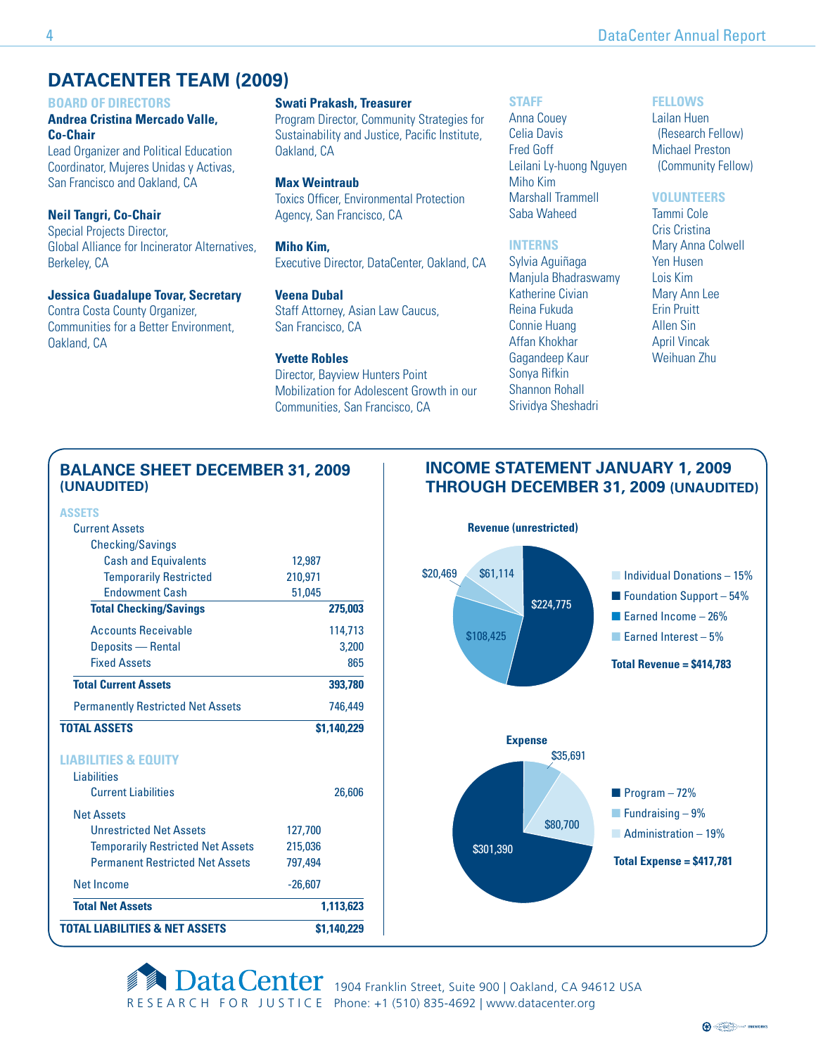# DATACENTER TEAM (2009)

## BOARD OF DIRECTORS

**Andrea Cristina Mercado Valle, Co-Chair**
Lead Organizer and Political Education Coordinator, Mujeres Unidas y Activas, San Francisco and Oakland, CA

**Neil Tangri, Co-Chair**
Special Projects Director, Global Alliance for Incinerator Alternatives, Berkeley, CA

**Jessica Guadalupe Tovar, Secretary**
Contra Costa County Organizer, Communities for a Better Environment, Oakland, CA

**Swati Prakash, Treasurer**
Program Director, Community Strategies for Sustainability and Justice, Pacific Institute, Oakland, CA

**Max Weintraub**
Toxics Officer, Environmental Protection Agency, San Francisco, CA

**Miho Kim,**
Executive Director, DataCenter, Oakland, CA

**Veena Dubal**
Staff Attorney, Asian Law Caucus, San Francisco, CA

**Yvette Robles**
Director, Bayview Hunters Point Mobilization for Adolescent Growth in our Communities, San Francisco, CA

## STAFF

Anna Couey
Celia Davis
Fred Goff
Leilani Ly-huong Nguyen
Miho Kim
Marshall Trammell
Saba Waheed

## INTERNS

Sylvia Aguiñaga
Manjula Bhadraswamy
Katherine Civian
Reina Fukuda
Connie Huang
Affan Khokhar
Gagandeep Kaur
Sonya Rifkin
Shannon Rohall
Srividya Sheshadri

## FELLOWS

Lailan Huen (Research Fellow)
Michael Preston (Community Fellow)

## VOLUNTEERS

Tammi Cole
Cris Cristina
Mary Anna Colwell
Yen Husen
Lois Kim
Mary Ann Lee
Erin Pruitt
Allen Sin
April Vincak
Weihuan Zhu

## BALANCE SHEET DECEMBER 31, 2009 (UNAUDITED)

| | | |
|---|---|---|
| **ASSETS** | | |
| Current Assets | | |
| Checking/Savings | | |
| Cash and Equivalents | 12,987 | |
| Temporarily Restricted | 210,971 | |
| Endowment Cash | 51,045 | |
| **Total Checking/Savings** | | **275,003** |
| Accounts Receivable | | 114,713 |
| Deposits — Rental | | 3,200 |
| Fixed Assets | | 865 |
| **Total Current Assets** | | **393,780** |
| Permanently Restricted Net Assets | | 746,449 |
| **TOTAL ASSETS** | | **$1,140,229** |
| **LIABILITIES & EQUITY** | | |
| Liabilities | | |
| Current Liabilities | | 26,606 |
| Net Assets | | |
| Unrestricted Net Assets | 127,700 | |
| Temporarily Restricted Net Assets | 215,036 | |
| Permanent Restricted Net Assets | 797,494 | |
| Net Income | -26,607 | |
| **Total Net Assets** | | **1,113,623** |
| **TOTAL LIABILITIES & NET ASSETS** | | **$1,140,229** |

## INCOME STATEMENT JANUARY 1, 2009 THROUGH DECEMBER 31, 2009 (UNAUDITED)

**Revenue (unrestricted)**

$224,775
$108,425
$20,469
$61,114

Individual Donations – 15%
Foundation Support – 54%
Earned Income – 26%
Earned Interest – 5%

**Total Revenue = $414,783**

**Expense**

$301,390
$35,691
$80,700

Program – 72%
Fundraising – 9%
Administration – 19%

**Total Expense = $417,781**

DataCenter
RESEARCH FOR JUSTICE
1904 Franklin Street, Suite 900 | Oakland, CA 94612 USA
Phone: +1 (510) 835-4692 | www.datacenter.org